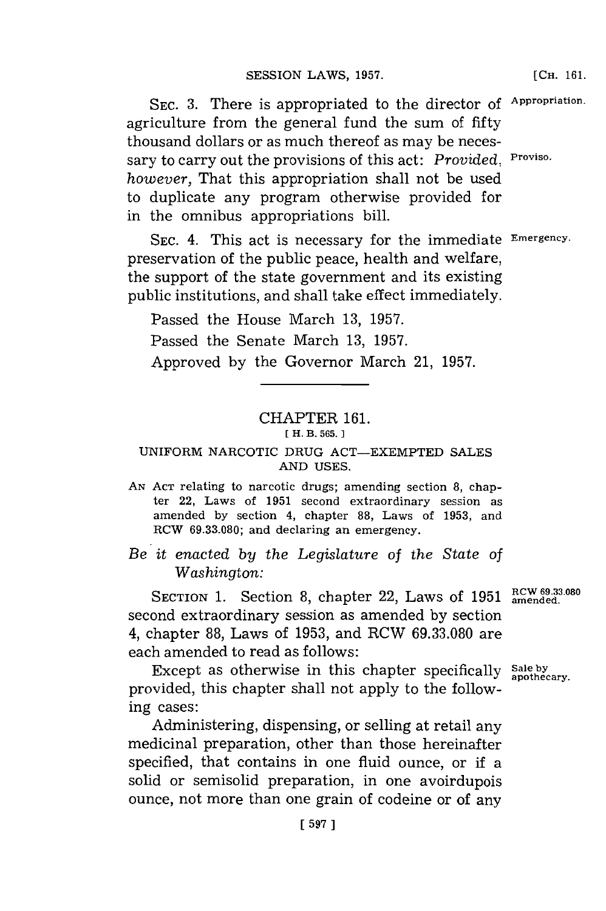SEC. 3. There is appropriated to the director of agriculture from the general fund the sum of fifty thousand dollars or as much thereof as may be necessary to carry out the provisions of this act: *Provided, however,* That this appropriation shall not be used to duplicate any program otherwise provided for in the omnibus appropriations bill.

Appropriation.

Proviso.

SEC. 4. This act is necessary for the immediate preservation of the public peace, health and welfare, the support of the state government and its existing public institutions, and shall take effect immediately.

Emergency.

Passed the House March 13, 1957.

Passed the Senate March 13, 1957.

Approved by the Governor March 21, 1957.

---

## CHAPTER 161.

[ H. B. 565. ]

### UNIFORM NARCOTIC DRUG ACT—EXEMPTED SALES AND USES.

AN ACT relating to narcotic drugs; amending section 8, chapter 22, Laws of 1951 second extraordinary session as amended by section 4, chapter 88, Laws of 1953, and RCW 69.33.080; and declaring an emergency.

*Be it enacted by the Legislature of the State of Washington:*

SECTION 1. Section 8, chapter 22, Laws of 1951 second extraordinary session as amended by section 4, chapter 88, Laws of 1953, and RCW 69.33.080 are each amended to read as follows:

RCW 69.33.080 amended.

Except as otherwise in this chapter specifically provided, this chapter shall not apply to the following cases:

Sale by apothecary.

Administering, dispensing, or selling at retail any medicinal preparation, other than those hereinafter specified, that contains in one fluid ounce, or if a solid or semisolid preparation, in one avoirdupois ounce, not more than one grain of codeine or of any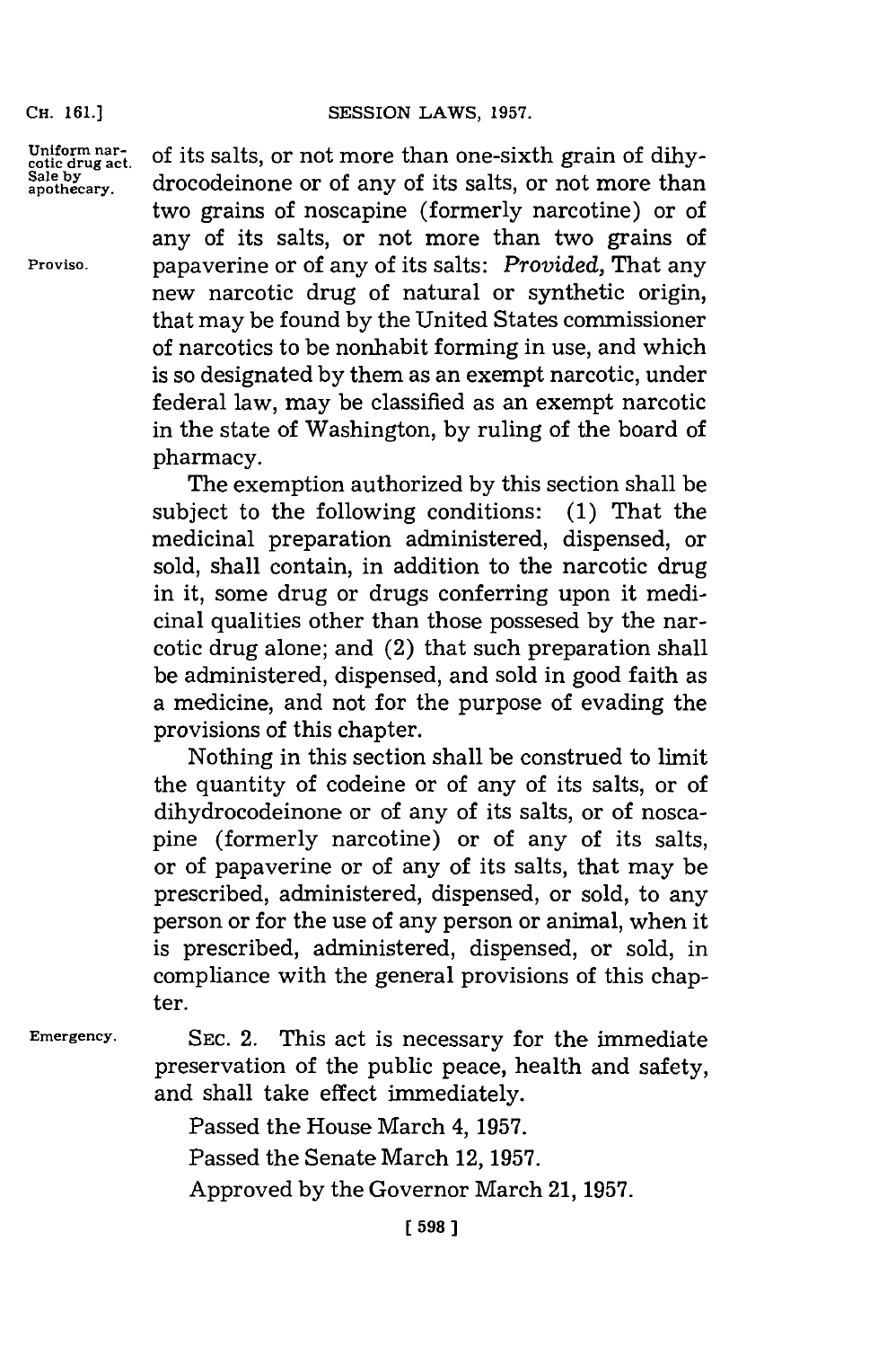of its salts, or not more than one-sixth grain of dihydrocodeinone or of any of its salts, or not more than two grains of noscapine (formerly narcotine) or of any of its salts, or not more than two grains of papaverine or of any of its salts: *Provided,* That any new narcotic drug of natural or synthetic origin, that may be found by the United States commissioner of narcotics to be nonhabit forming in use, and which is so designated by them as an exempt narcotic, under federal law, may be classified as an exempt narcotic in the state of Washington, by ruling of the board of pharmacy.

The exemption authorized by this section shall be subject to the following conditions: (1) That the medicinal preparation administered, dispensed, or sold, shall contain, in addition to the narcotic drug in it, some drug or drugs conferring upon it medicinal qualities other than those possesed by the narcotic drug alone; and (2) that such preparation shall be administered, dispensed, and sold in good faith as a medicine, and not for the purpose of evading the provisions of this chapter.

Nothing in this section shall be construed to limit the quantity of codeine or of any of its salts, or of dihydrocodeinone or of any of its salts, or of noscapine (formerly narcotine) or of any of its salts, or of papaverine or of any of its salts, that may be prescribed, administered, dispensed, or sold, to any person or for the use of any person or animal, when it is prescribed, administered, dispensed, or sold, in compliance with the general provisions of this chapter.

SEC. 2. This act is necessary for the immediate preservation of the public peace, health and safety, and shall take effect immediately.

Passed the House March 4, 1957.

Passed the Senate March 12, 1957.

Approved by the Governor March 21, 1957.